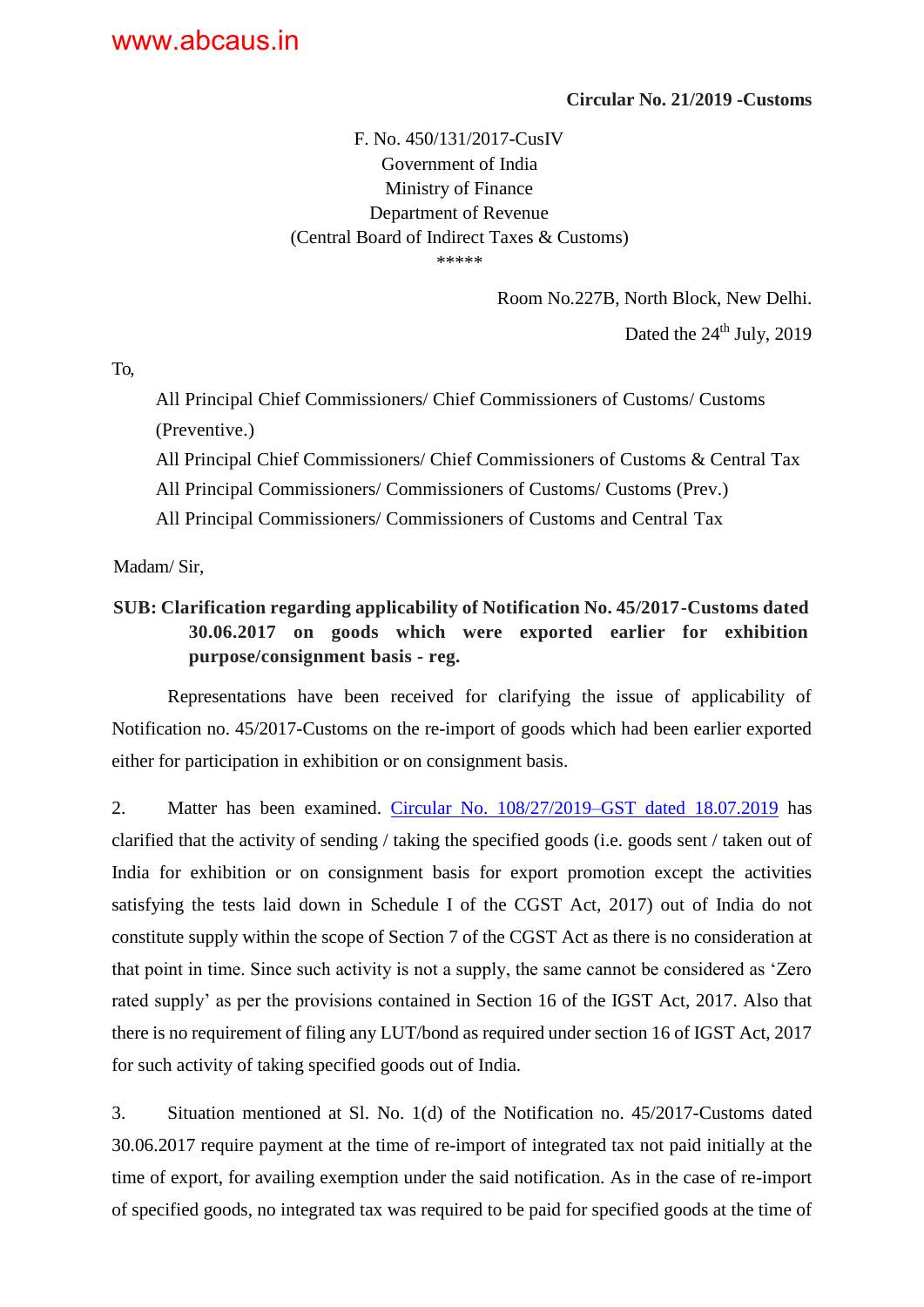**Circular No. 21/2019 -Customs**

F. No. 450/131/2017-CusIV
Government of India
Ministry of Finance
Department of Revenue
(Central Board of Indirect Taxes & Customs)
\*\*\*\*\*

Room No.227B, North Block, New Delhi.

Dated the 24th July, 2019

To,

All Principal Chief Commissioners/ Chief Commissioners of Customs/ Customs (Preventive.)
All Principal Chief Commissioners/ Chief Commissioners of Customs & Central Tax
All Principal Commissioners/ Commissioners of Customs/ Customs (Prev.)
All Principal Commissioners/ Commissioners of Customs and Central Tax

Madam/ Sir,

**SUB: Clarification regarding applicability of Notification No. 45/2017-Customs dated 30.06.2017 on goods which were exported earlier for exhibition purpose/consignment basis - reg.**

Representations have been received for clarifying the issue of applicability of Notification no. 45/2017-Customs on the re-import of goods which had been earlier exported either for participation in exhibition or on consignment basis.

2. Matter has been examined. Circular No. 108/27/2019–GST dated 18.07.2019 has clarified that the activity of sending / taking the specified goods (i.e. goods sent / taken out of India for exhibition or on consignment basis for export promotion except the activities satisfying the tests laid down in Schedule I of the CGST Act, 2017) out of India do not constitute supply within the scope of Section 7 of the CGST Act as there is no consideration at that point in time. Since such activity is not a supply, the same cannot be considered as 'Zero rated supply' as per the provisions contained in Section 16 of the IGST Act, 2017. Also that there is no requirement of filing any LUT/bond as required under section 16 of IGST Act, 2017 for such activity of taking specified goods out of India.

3. Situation mentioned at Sl. No. 1(d) of the Notification no. 45/2017-Customs dated 30.06.2017 require payment at the time of re-import of integrated tax not paid initially at the time of export, for availing exemption under the said notification. As in the case of re-import of specified goods, no integrated tax was required to be paid for specified goods at the time of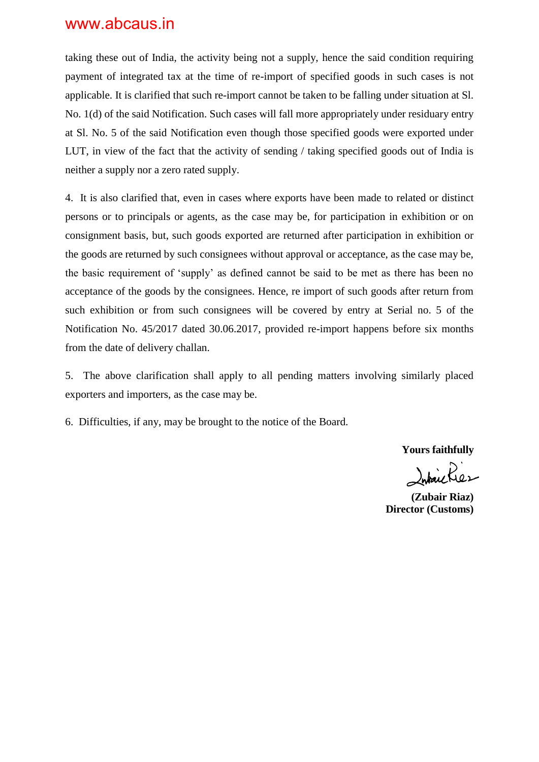taking these out of India, the activity being not a supply, hence the said condition requiring payment of integrated tax at the time of re-import of specified goods in such cases is not applicable. It is clarified that such re-import cannot be taken to be falling under situation at Sl. No. 1(d) of the said Notification. Such cases will fall more appropriately under residuary entry at Sl. No. 5 of the said Notification even though those specified goods were exported under LUT, in view of the fact that the activity of sending / taking specified goods out of India is neither a supply nor a zero rated supply.

4. It is also clarified that, even in cases where exports have been made to related or distinct persons or to principals or agents, as the case may be, for participation in exhibition or on consignment basis, but, such goods exported are returned after participation in exhibition or the goods are returned by such consignees without approval or acceptance, as the case may be, the basic requirement of 'supply' as defined cannot be said to be met as there has been no acceptance of the goods by the consignees. Hence, re import of such goods after return from such exhibition or from such consignees will be covered by entry at Serial no. 5 of the Notification No. 45/2017 dated 30.06.2017, provided re-import happens before six months from the date of delivery challan.

5. The above clarification shall apply to all pending matters involving similarly placed exporters and importers, as the case may be.

6. Difficulties, if any, may be brought to the notice of the Board.

**Yours faithfully**

**(Zubair Riaz)**
**Director (Customs)**